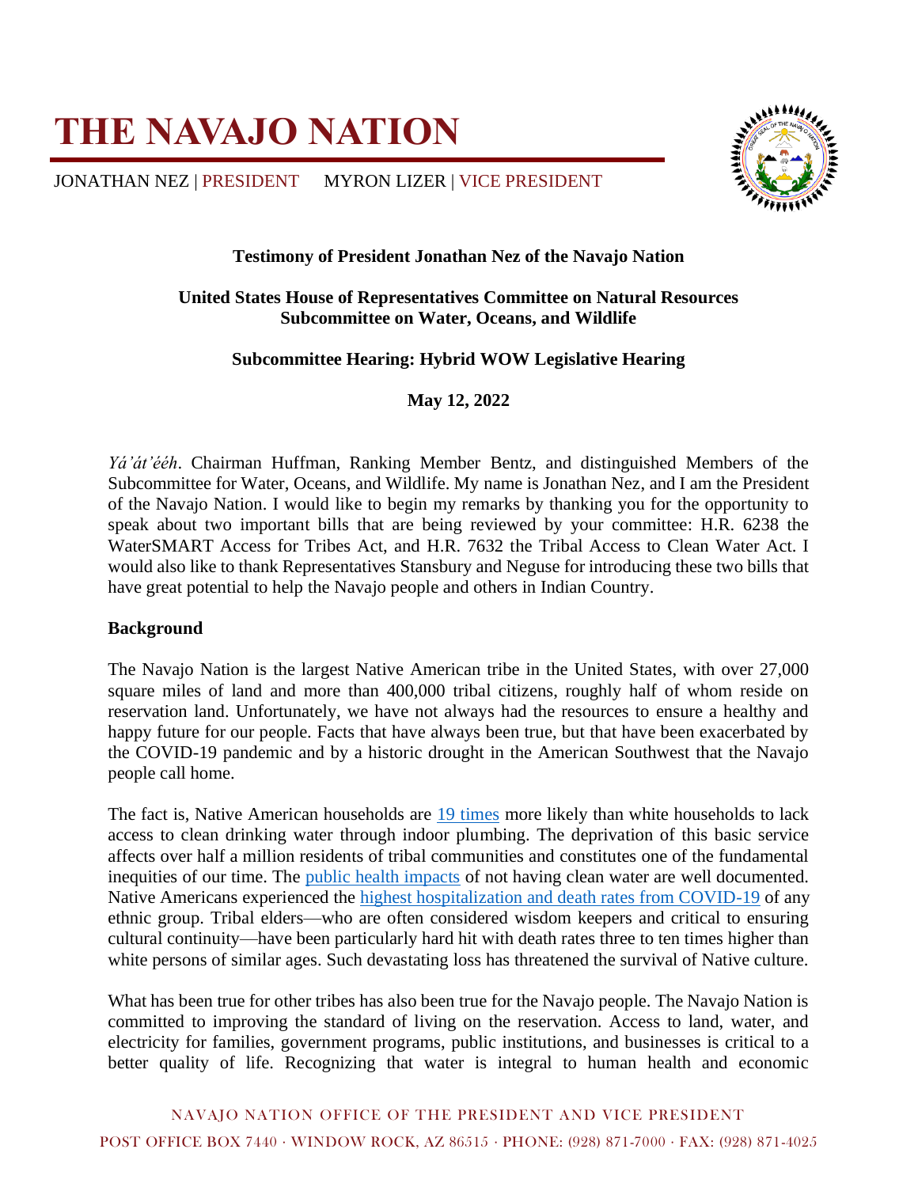# THE NAVAJO NATION

JONATHAN NEZ | PRESIDENT MYRON LIZER | VICE PRESIDENT

**Testimony of President Jonathan Nez of the Navajo Nation**

**United States House of Representatives Committee on Natural Resources**
**Subcommittee on Water, Oceans, and Wildlife**

**Subcommittee Hearing: Hybrid WOW Legislative Hearing**

**May 12, 2022**

*Yá'át'ééh*. Chairman Huffman, Ranking Member Bentz, and distinguished Members of the Subcommittee for Water, Oceans, and Wildlife. My name is Jonathan Nez, and I am the President of the Navajo Nation. I would like to begin my remarks by thanking you for the opportunity to speak about two important bills that are being reviewed by your committee: H.R. 6238 the WaterSMART Access for Tribes Act, and H.R. 7632 the Tribal Access to Clean Water Act. I would also like to thank Representatives Stansbury and Neguse for introducing these two bills that have great potential to help the Navajo people and others in Indian Country.

**Background**

The Navajo Nation is the largest Native American tribe in the United States, with over 27,000 square miles of land and more than 400,000 tribal citizens, roughly half of whom reside on reservation land. Unfortunately, we have not always had the resources to ensure a healthy and happy future for our people. Facts that have always been true, but that have been exacerbated by the COVID-19 pandemic and by a historic drought in the American Southwest that the Navajo people call home.

The fact is, Native American households are 19 times more likely than white households to lack access to clean drinking water through indoor plumbing. The deprivation of this basic service affects over half a million residents of tribal communities and constitutes one of the fundamental inequities of our time. The public health impacts of not having clean water are well documented. Native Americans experienced the highest hospitalization and death rates from COVID-19 of any ethnic group. Tribal elders—who are often considered wisdom keepers and critical to ensuring cultural continuity—have been particularly hard hit with death rates three to ten times higher than white persons of similar ages. Such devastating loss has threatened the survival of Native culture.

What has been true for other tribes has also been true for the Navajo people. The Navajo Nation is committed to improving the standard of living on the reservation. Access to land, water, and electricity for families, government programs, public institutions, and businesses is critical to a better quality of life. Recognizing that water is integral to human health and economic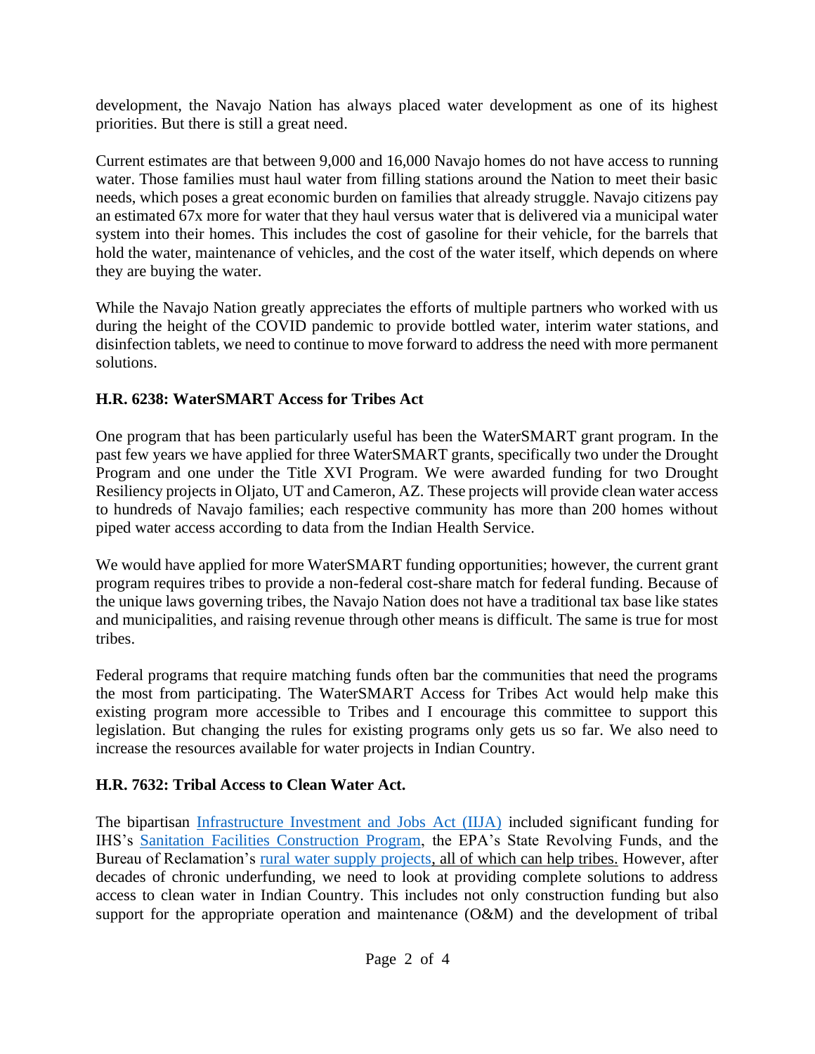development, the Navajo Nation has always placed water development as one of its highest priorities. But there is still a great need.

Current estimates are that between 9,000 and 16,000 Navajo homes do not have access to running water. Those families must haul water from filling stations around the Nation to meet their basic needs, which poses a great economic burden on families that already struggle. Navajo citizens pay an estimated 67x more for water that they haul versus water that is delivered via a municipal water system into their homes. This includes the cost of gasoline for their vehicle, for the barrels that hold the water, maintenance of vehicles, and the cost of the water itself, which depends on where they are buying the water.

While the Navajo Nation greatly appreciates the efforts of multiple partners who worked with us during the height of the COVID pandemic to provide bottled water, interim water stations, and disinfection tablets, we need to continue to move forward to address the need with more permanent solutions.

**H.R. 6238: WaterSMART Access for Tribes Act**

One program that has been particularly useful has been the WaterSMART grant program. In the past few years we have applied for three WaterSMART grants, specifically two under the Drought Program and one under the Title XVI Program. We were awarded funding for two Drought Resiliency projects in Oljato, UT and Cameron, AZ. These projects will provide clean water access to hundreds of Navajo families; each respective community has more than 200 homes without piped water access according to data from the Indian Health Service.

We would have applied for more WaterSMART funding opportunities; however, the current grant program requires tribes to provide a non-federal cost-share match for federal funding. Because of the unique laws governing tribes, the Navajo Nation does not have a traditional tax base like states and municipalities, and raising revenue through other means is difficult. The same is true for most tribes.

Federal programs that require matching funds often bar the communities that need the programs the most from participating. The WaterSMART Access for Tribes Act would help make this existing program more accessible to Tribes and I encourage this committee to support this legislation. But changing the rules for existing programs only gets us so far. We also need to increase the resources available for water projects in Indian Country.

**H.R. 7632: Tribal Access to Clean Water Act.**

The bipartisan Infrastructure Investment and Jobs Act (IIJA) included significant funding for IHS's Sanitation Facilities Construction Program, the EPA's State Revolving Funds, and the Bureau of Reclamation's rural water supply projects, all of which can help tribes. However, after decades of chronic underfunding, we need to look at providing complete solutions to address access to clean water in Indian Country. This includes not only construction funding but also support for the appropriate operation and maintenance (O&M) and the development of tribal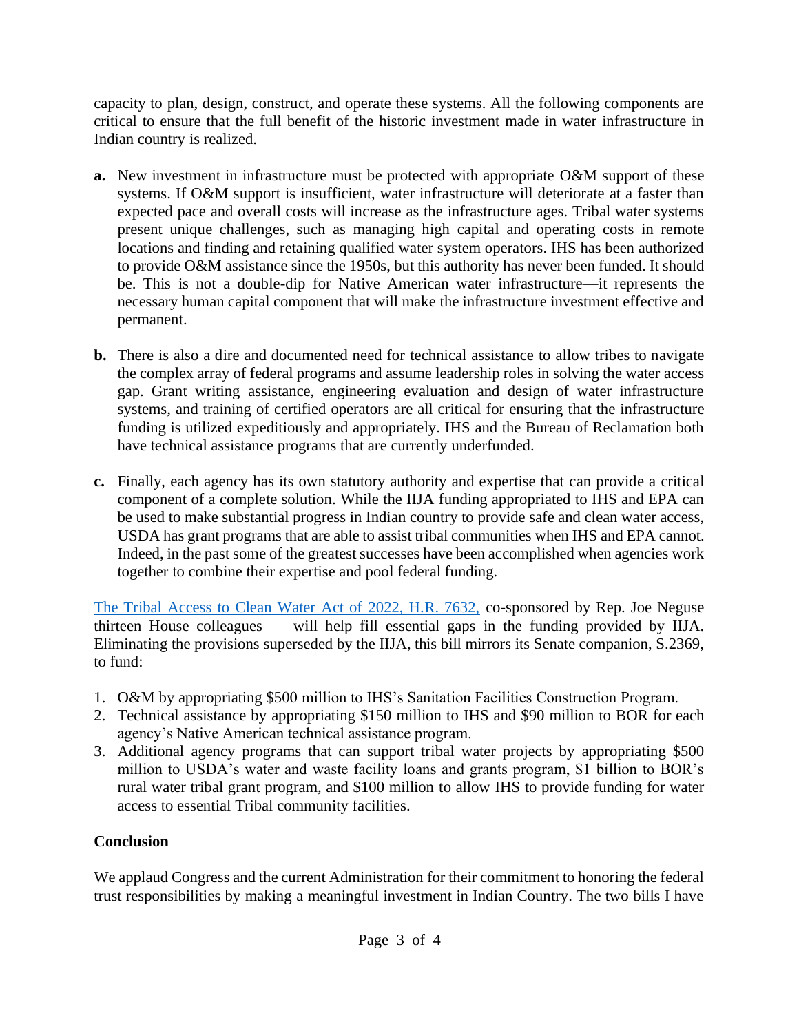capacity to plan, design, construct, and operate these systems. All the following components are critical to ensure that the full benefit of the historic investment made in water infrastructure in Indian country is realized.

**a.** New investment in infrastructure must be protected with appropriate O&M support of these systems. If O&M support is insufficient, water infrastructure will deteriorate at a faster than expected pace and overall costs will increase as the infrastructure ages. Tribal water systems present unique challenges, such as managing high capital and operating costs in remote locations and finding and retaining qualified water system operators. IHS has been authorized to provide O&M assistance since the 1950s, but this authority has never been funded. It should be. This is not a double-dip for Native American water infrastructure—it represents the necessary human capital component that will make the infrastructure investment effective and permanent.

**b.** There is also a dire and documented need for technical assistance to allow tribes to navigate the complex array of federal programs and assume leadership roles in solving the water access gap. Grant writing assistance, engineering evaluation and design of water infrastructure systems, and training of certified operators are all critical for ensuring that the infrastructure funding is utilized expeditiously and appropriately. IHS and the Bureau of Reclamation both have technical assistance programs that are currently underfunded.

**c.** Finally, each agency has its own statutory authority and expertise that can provide a critical component of a complete solution. While the IIJA funding appropriated to IHS and EPA can be used to make substantial progress in Indian country to provide safe and clean water access, USDA has grant programs that are able to assist tribal communities when IHS and EPA cannot. Indeed, in the past some of the greatest successes have been accomplished when agencies work together to combine their expertise and pool federal funding.

The Tribal Access to Clean Water Act of 2022, H.R. 7632, co-sponsored by Rep. Joe Neguse thirteen House colleagues — will help fill essential gaps in the funding provided by IIJA. Eliminating the provisions superseded by the IIJA, this bill mirrors its Senate companion, S.2369, to fund:

1. O&M by appropriating $500 million to IHS's Sanitation Facilities Construction Program.
2. Technical assistance by appropriating $150 million to IHS and $90 million to BOR for each agency's Native American technical assistance program.
3. Additional agency programs that can support tribal water projects by appropriating $500 million to USDA's water and waste facility loans and grants program, $1 billion to BOR's rural water tribal grant program, and $100 million to allow IHS to provide funding for water access to essential Tribal community facilities.

**Conclusion**

We applaud Congress and the current Administration for their commitment to honoring the federal trust responsibilities by making a meaningful investment in Indian Country. The two bills I have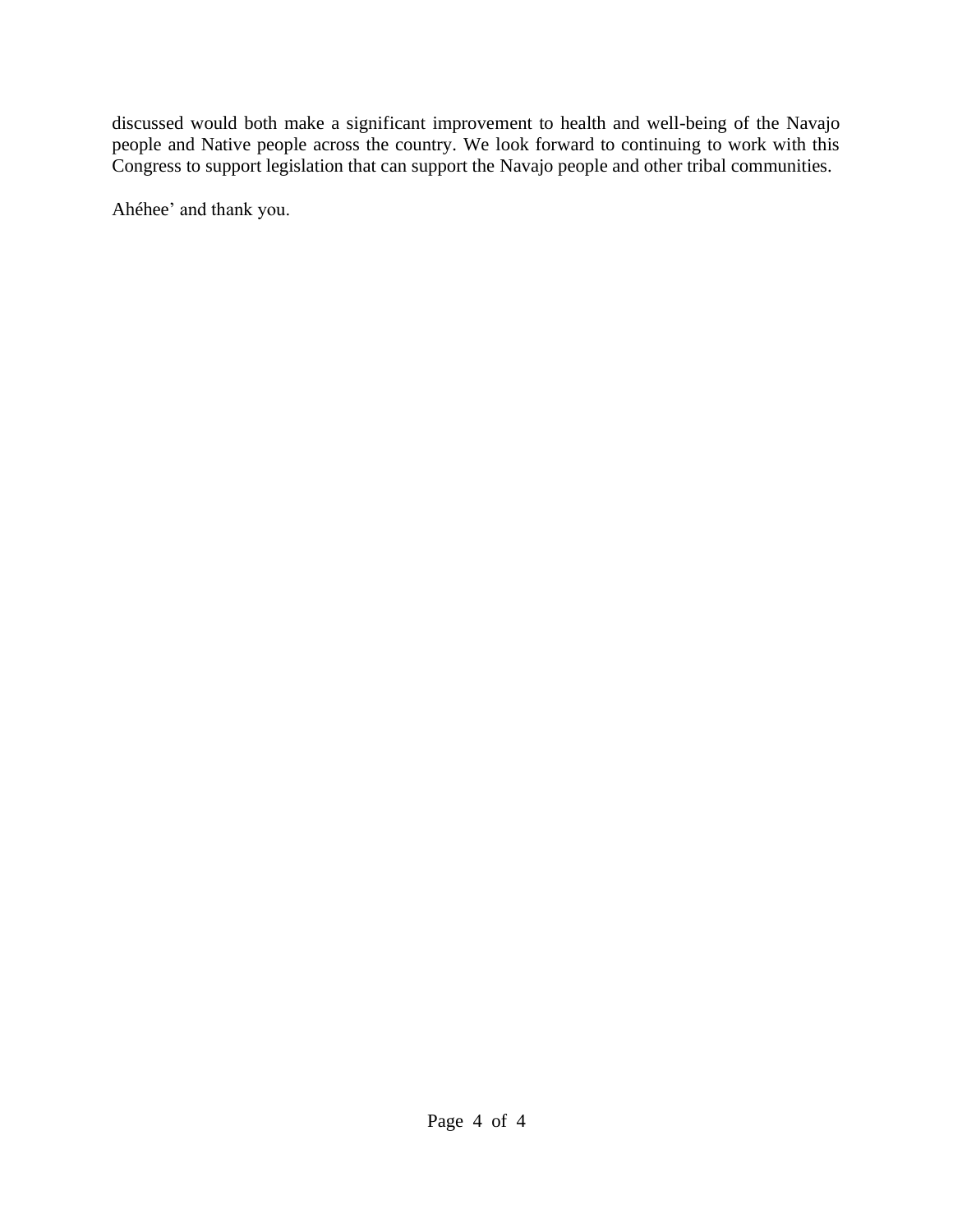discussed would both make a significant improvement to health and well-being of the Navajo people and Native people across the country. We look forward to continuing to work with this Congress to support legislation that can support the Navajo people and other tribal communities.

Ahéhee' and thank you.